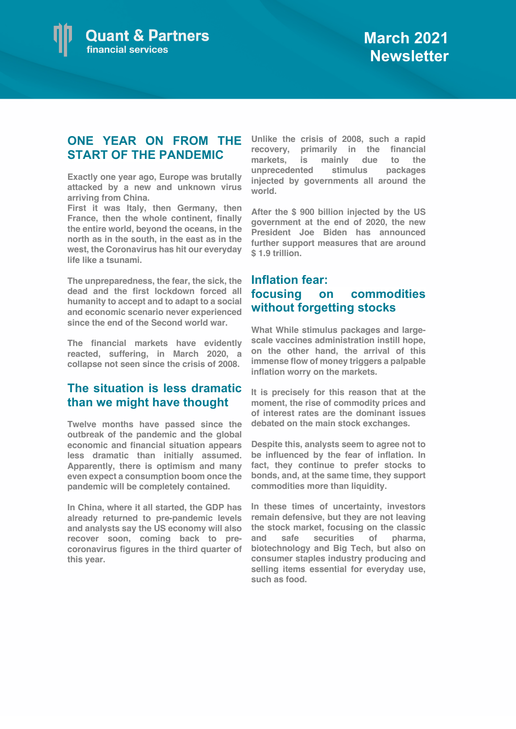Quant & Partners
financial services

# March 2021 Newsletter

## ONE YEAR ON FROM THE START OF THE PANDEMIC

**Exactly one year ago, Europe was brutally attacked by a new and unknown virus arriving from China.
First it was Italy, then Germany, then France, then the whole continent, finally the entire world, beyond the oceans, in the north as in the south, in the east as in the west, the Coronavirus has hit our everyday life like a tsunami.**

**The unpreparedness, the fear, the sick, the dead and the first lockdown forced all humanity to accept and to adapt to a social and economic scenario never experienced since the end of the Second world war.**

**The financial markets have evidently reacted, suffering, in March 2020, a collapse not seen since the crisis of 2008.**

## The situation is less dramatic than we might have thought

**Twelve months have passed since the outbreak of the pandemic and the global economic and financial situation appears less dramatic than initially assumed. Apparently, there is optimism and many even expect a consumption boom once the pandemic will be completely contained.**

**In China, where it all started, the GDP has already returned to pre-pandemic levels and analysts say the US economy will also recover soon, coming back to pre-coronavirus figures in the third quarter of this year.**

**Unlike the crisis of 2008, such a rapid recovery, primarily in the financial markets, is mainly due to the unprecedented stimulus packages injected by governments all around the world.**

**After the $ 900 billion injected by the US government at the end of 2020, the new President Joe Biden has announced further support measures that are around $ 1.9 trillion.**

## Inflation fear: focusing on commodities without forgetting stocks

**What While stimulus packages and large-scale vaccines administration instill hope, on the other hand, the arrival of this immense flow of money triggers a palpable inflation worry on the markets.**

**It is precisely for this reason that at the moment, the rise of commodity prices and of interest rates are the dominant issues debated on the main stock exchanges.**

**Despite this, analysts seem to agree not to be influenced by the fear of inflation. In fact, they continue to prefer stocks to bonds, and, at the same time, they support commodities more than liquidity.**

**In these times of uncertainty, investors remain defensive, but they are not leaving the stock market, focusing on the classic and safe securities of pharma, biotechnology and Big Tech, but also on consumer staples industry producing and selling items essential for everyday use, such as food.**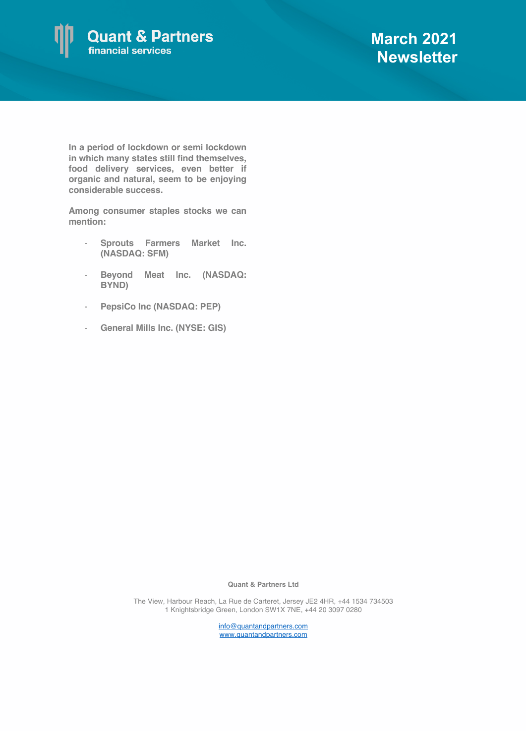**In a period of lockdown or semi lockdown in which many states still find themselves, food delivery services, even better if organic and natural, seem to be enjoying considerable success.**

**Among consumer staples stocks we can mention:**

- **Sprouts Farmers Market Inc. (NASDAQ: SFM)**
- **Beyond Meat Inc. (NASDAQ: BYND)**
- **PepsiCo Inc (NASDAQ: PEP)**
- **General Mills Inc. (NYSE: GIS)**

**Quant & Partners Ltd**

The View, Harbour Reach, La Rue de Carteret, Jersey JE2 4HR, +44 1534 734503
1 Knightsbridge Green, London SW1X 7NE, +44 20 3097 0280

info@quantandpartners.com
www.quantandpartners.com